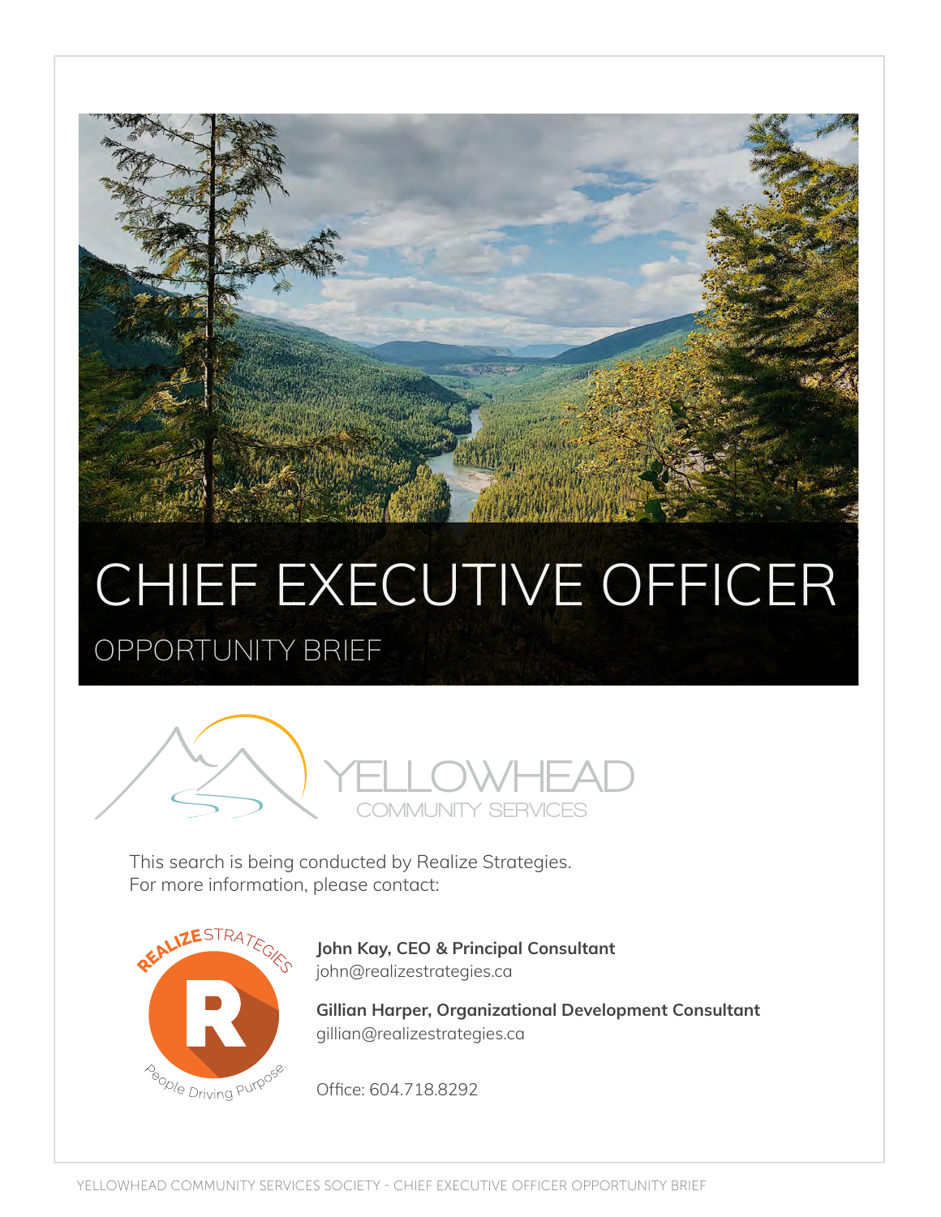# CHIEF EXECUTIVE OFFICER

## OPPORTUNITY BRIEF

YELLOWHEAD
COMMUNITY SERVICES

This search is being conducted by Realize Strategies.
For more information, please contact:

**John Kay, CEO & Principal Consultant**
john@realizestrategies.ca

**Gillian Harper, Organizational Development Consultant**
gillian@realizestrategies.ca

Office: 604.718.8292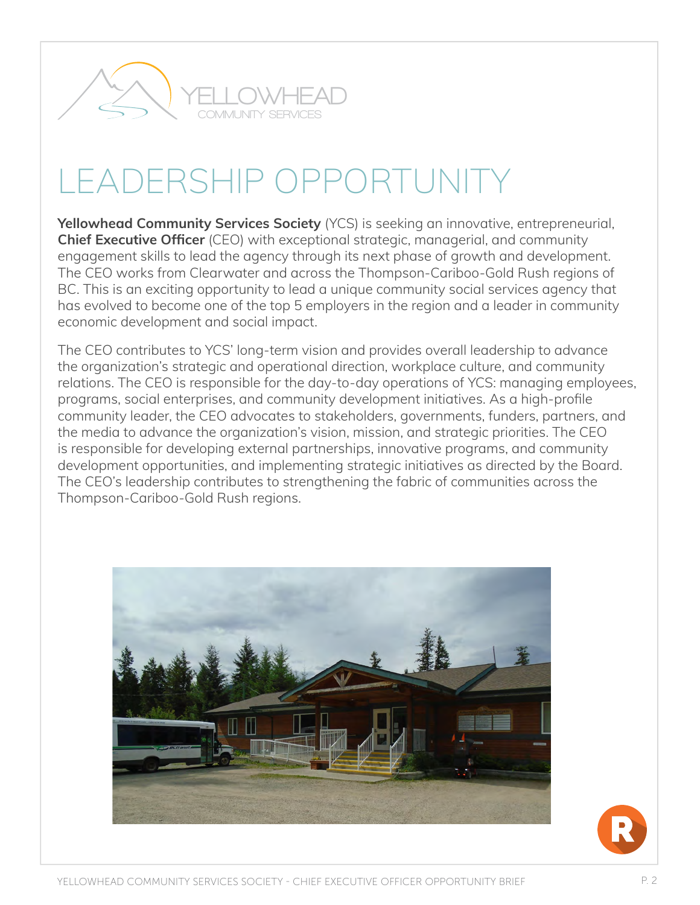# LEADERSHIP OPPORTUNITY

**Yellowhead Community Services Society** (YCS) is seeking an innovative, entrepreneurial, **Chief Executive Officer** (CEO) with exceptional strategic, managerial, and community engagement skills to lead the agency through its next phase of growth and development. The CEO works from Clearwater and across the Thompson-Cariboo-Gold Rush regions of BC. This is an exciting opportunity to lead a unique community social services agency that has evolved to become one of the top 5 employers in the region and a leader in community economic development and social impact.

The CEO contributes to YCS' long-term vision and provides overall leadership to advance the organization's strategic and operational direction, workplace culture, and community relations. The CEO is responsible for the day-to-day operations of YCS: managing employees, programs, social enterprises, and community development initiatives. As a high-profile community leader, the CEO advocates to stakeholders, governments, funders, partners, and the media to advance the organization's vision, mission, and strategic priorities. The CEO is responsible for developing external partnerships, innovative programs, and community development opportunities, and implementing strategic initiatives as directed by the Board. The CEO's leadership contributes to strengthening the fabric of communities across the Thompson-Cariboo-Gold Rush regions.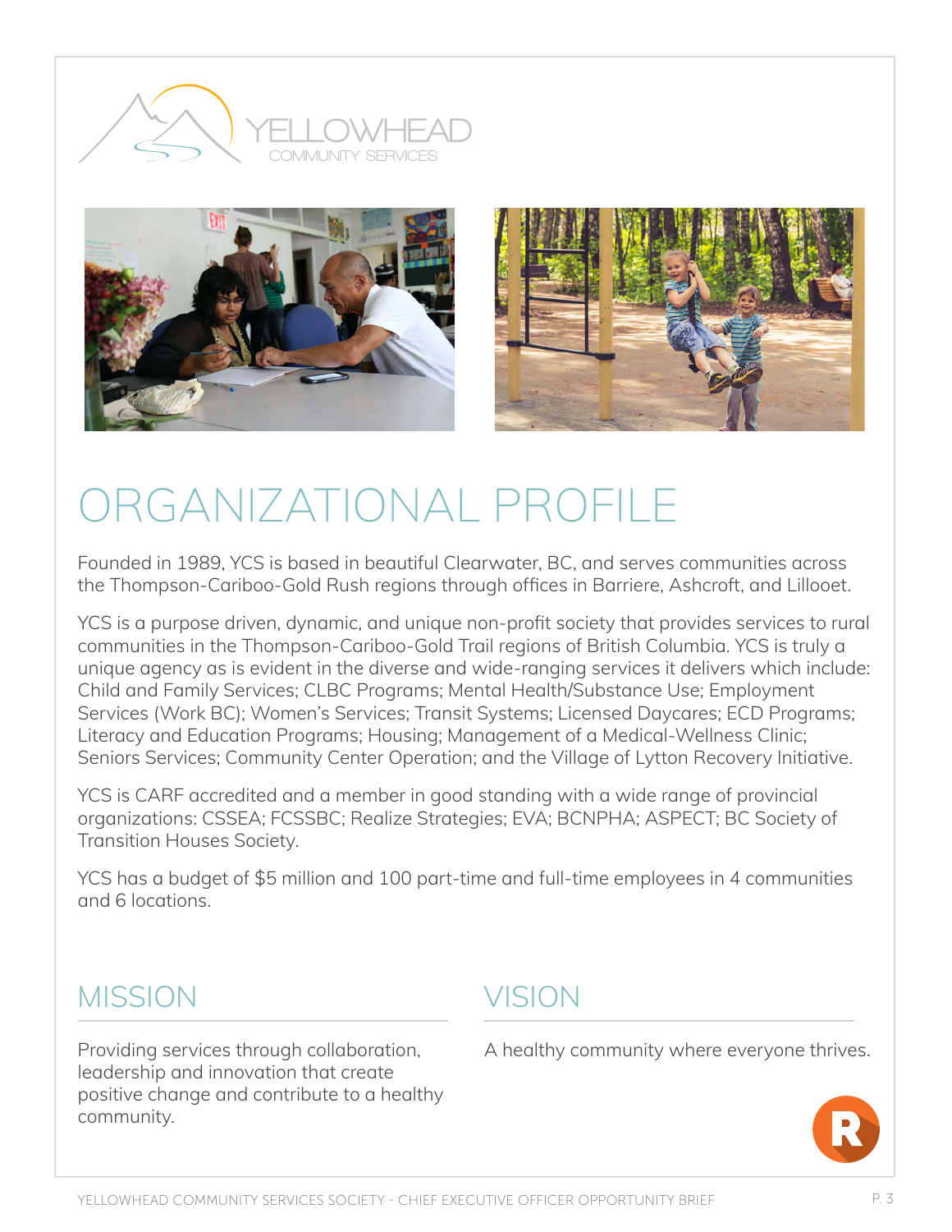# ORGANIZATIONAL PROFILE

Founded in 1989, YCS is based in beautiful Clearwater, BC, and serves communities across the Thompson-Cariboo-Gold Rush regions through offices in Barriere, Ashcroft, and Lillooet.

YCS is a purpose driven, dynamic, and unique non-profit society that provides services to rural communities in the Thompson-Cariboo-Gold Trail regions of British Columbia. YCS is truly a unique agency as is evident in the diverse and wide-ranging services it delivers which include: Child and Family Services; CLBC Programs; Mental Health/Substance Use; Employment Services (Work BC); Women's Services; Transit Systems; Licensed Daycares; ECD Programs; Literacy and Education Programs; Housing; Management of a Medical-Wellness Clinic; Seniors Services; Community Center Operation; and the Village of Lytton Recovery Initiative.

YCS is CARF accredited and a member in good standing with a wide range of provincial organizations: CSSEA; FCSSBC; Realize Strategies; EVA; BCNPHA; ASPECT; BC Society of Transition Houses Society.

YCS has a budget of $5 million and 100 part-time and full-time employees in 4 communities and 6 locations.

## MISSION

Providing services through collaboration, leadership and innovation that create positive change and contribute to a healthy community.

## VISION

A healthy community where everyone thrives.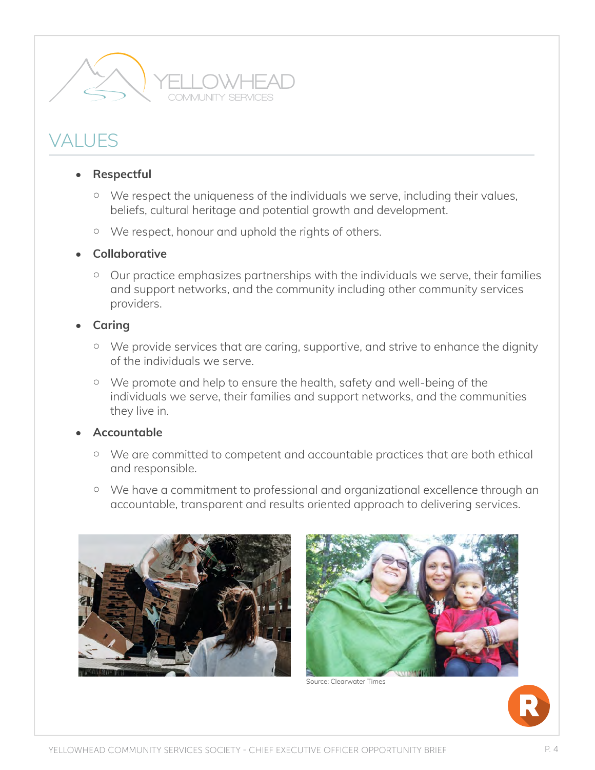# VALUES

- **Respectful**
  - We respect the uniqueness of the individuals we serve, including their values, beliefs, cultural heritage and potential growth and development.
  - We respect, honour and uphold the rights of others.
- **Collaborative**
  - Our practice emphasizes partnerships with the individuals we serve, their families and support networks, and the community including other community services providers.
- **Caring**
  - We provide services that are caring, supportive, and strive to enhance the dignity of the individuals we serve.
  - We promote and help to ensure the health, safety and well-being of the individuals we serve, their families and support networks, and the communities they live in.
- **Accountable**
  - We are committed to competent and accountable practices that are both ethical and responsible.
  - We have a commitment to professional and organizational excellence through an accountable, transparent and results oriented approach to delivering services.

Source: Clearwater Times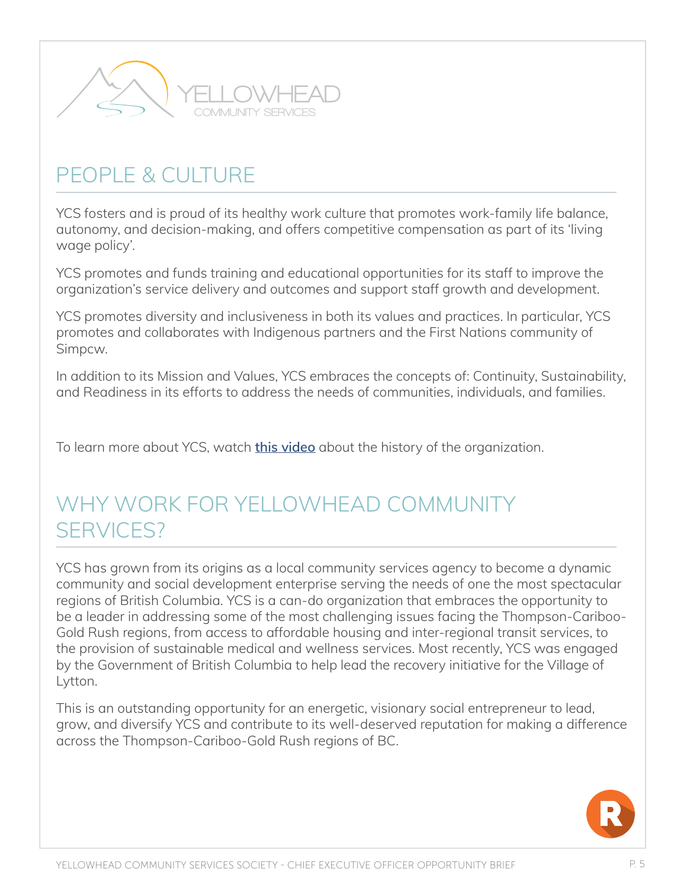## PEOPLE & CULTURE

YCS fosters and is proud of its healthy work culture that promotes work-family life balance, autonomy, and decision-making, and offers competitive compensation as part of its 'living wage policy'.

YCS promotes and funds training and educational opportunities for its staff to improve the organization's service delivery and outcomes and support staff growth and development.

YCS promotes diversity and inclusiveness in both its values and practices. In particular, YCS promotes and collaborates with Indigenous partners and the First Nations community of Simpcw.

In addition to its Mission and Values, YCS embraces the concepts of: Continuity, Sustainability, and Readiness in its efforts to address the needs of communities, individuals, and families.

To learn more about YCS, watch **this video** about the history of the organization.

## WHY WORK FOR YELLOWHEAD COMMUNITY SERVICES?

YCS has grown from its origins as a local community services agency to become a dynamic community and social development enterprise serving the needs of one the most spectacular regions of British Columbia. YCS is a can-do organization that embraces the opportunity to be a leader in addressing some of the most challenging issues facing the Thompson-Cariboo-Gold Rush regions, from access to affordable housing and inter-regional transit services, to the provision of sustainable medical and wellness services. Most recently, YCS was engaged by the Government of British Columbia to help lead the recovery initiative for the Village of Lytton.

This is an outstanding opportunity for an energetic, visionary social entrepreneur to lead, grow, and diversify YCS and contribute to its well-deserved reputation for making a difference across the Thompson-Cariboo-Gold Rush regions of BC.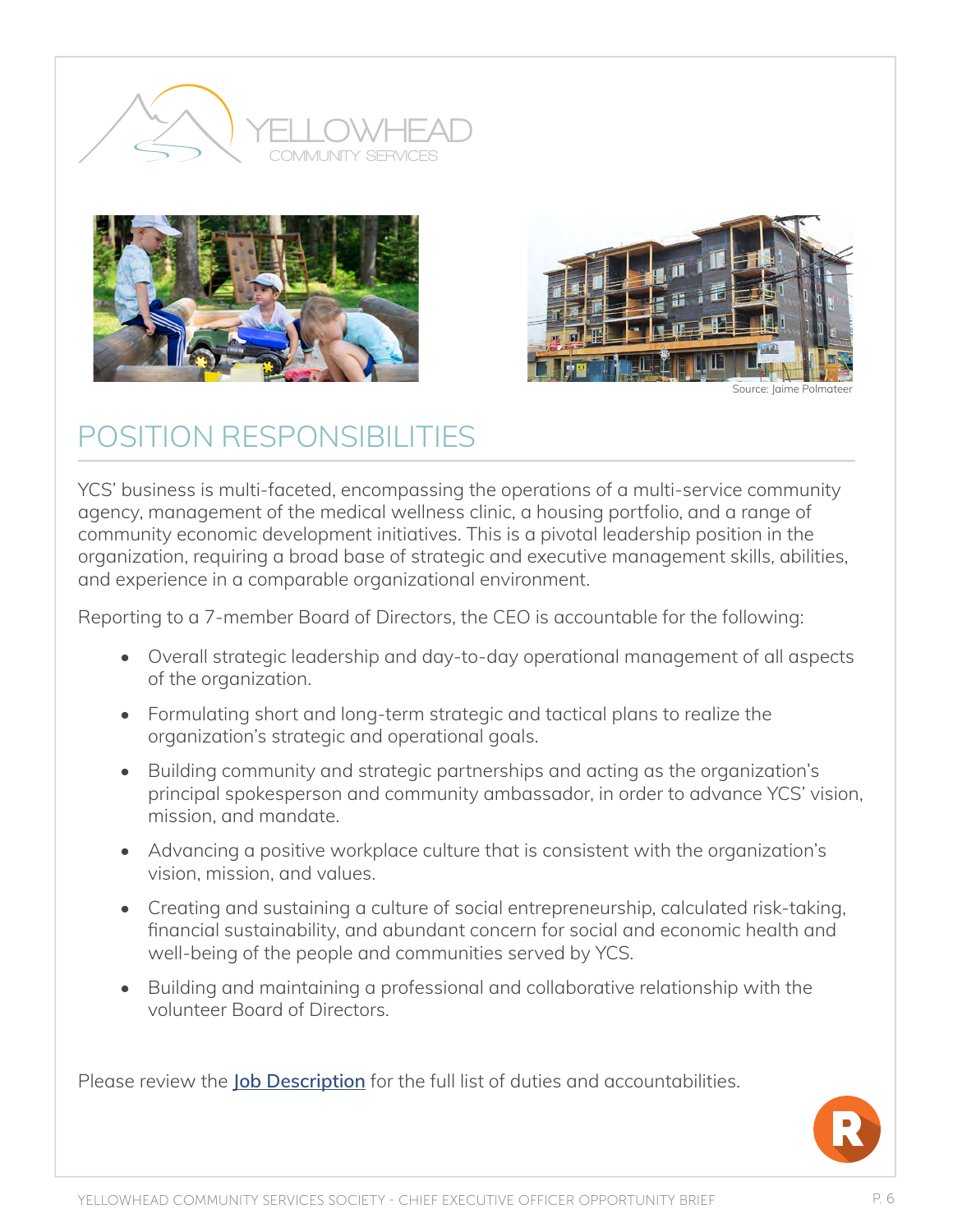Source: Jaime Polmateer

## POSITION RESPONSIBILITIES

YCS' business is multi-faceted, encompassing the operations of a multi-service community agency, management of the medical wellness clinic, a housing portfolio, and a range of community economic development initiatives. This is a pivotal leadership position in the organization, requiring a broad base of strategic and executive management skills, abilities, and experience in a comparable organizational environment.

Reporting to a 7-member Board of Directors, the CEO is accountable for the following:

- Overall strategic leadership and day-to-day operational management of all aspects of the organization.
- Formulating short and long-term strategic and tactical plans to realize the organization's strategic and operational goals.
- Building community and strategic partnerships and acting as the organization's principal spokesperson and community ambassador, in order to advance YCS' vision, mission, and mandate.
- Advancing a positive workplace culture that is consistent with the organization's vision, mission, and values.
- Creating and sustaining a culture of social entrepreneurship, calculated risk-taking, financial sustainability, and abundant concern for social and economic health and well-being of the people and communities served by YCS.
- Building and maintaining a professional and collaborative relationship with the volunteer Board of Directors.

Please review the [Job Description] for the full list of duties and accountabilities.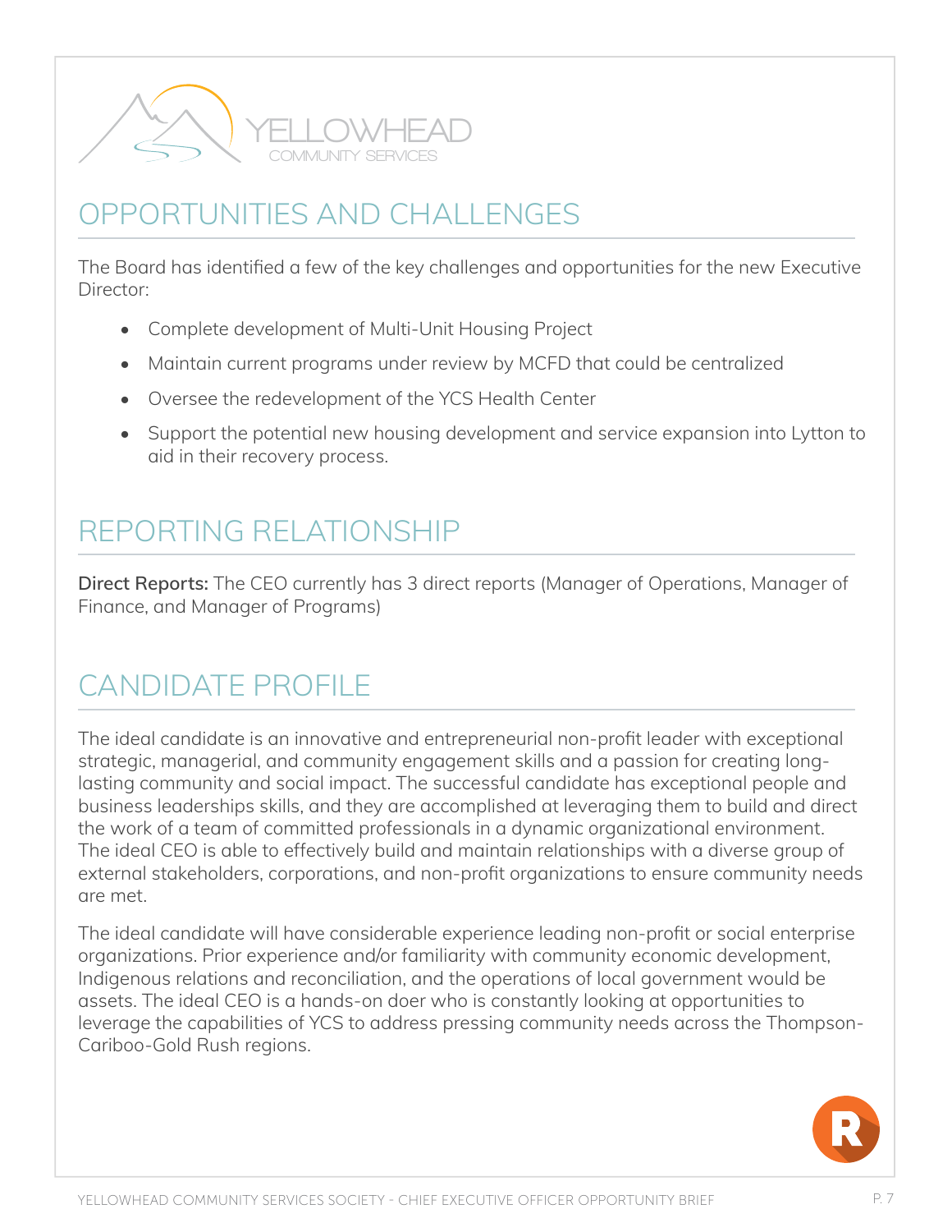## OPPORTUNITIES AND CHALLENGES

The Board has identified a few of the key challenges and opportunities for the new Executive Director:

- Complete development of Multi-Unit Housing Project
- Maintain current programs under review by MCFD that could be centralized
- Oversee the redevelopment of the YCS Health Center
- Support the potential new housing development and service expansion into Lytton to aid in their recovery process.

## REPORTING RELATIONSHIP

**Direct Reports:** The CEO currently has 3 direct reports (Manager of Operations, Manager of Finance, and Manager of Programs)

## CANDIDATE PROFILE

The ideal candidate is an innovative and entrepreneurial non-profit leader with exceptional strategic, managerial, and community engagement skills and a passion for creating long-lasting community and social impact. The successful candidate has exceptional people and business leaderships skills, and they are accomplished at leveraging them to build and direct the work of a team of committed professionals in a dynamic organizational environment. The ideal CEO is able to effectively build and maintain relationships with a diverse group of external stakeholders, corporations, and non-profit organizations to ensure community needs are met.

The ideal candidate will have considerable experience leading non-profit or social enterprise organizations. Prior experience and/or familiarity with community economic development, Indigenous relations and reconciliation, and the operations of local government would be assets. The ideal CEO is a hands-on doer who is constantly looking at opportunities to leverage the capabilities of YCS to address pressing community needs across the Thompson-Cariboo-Gold Rush regions.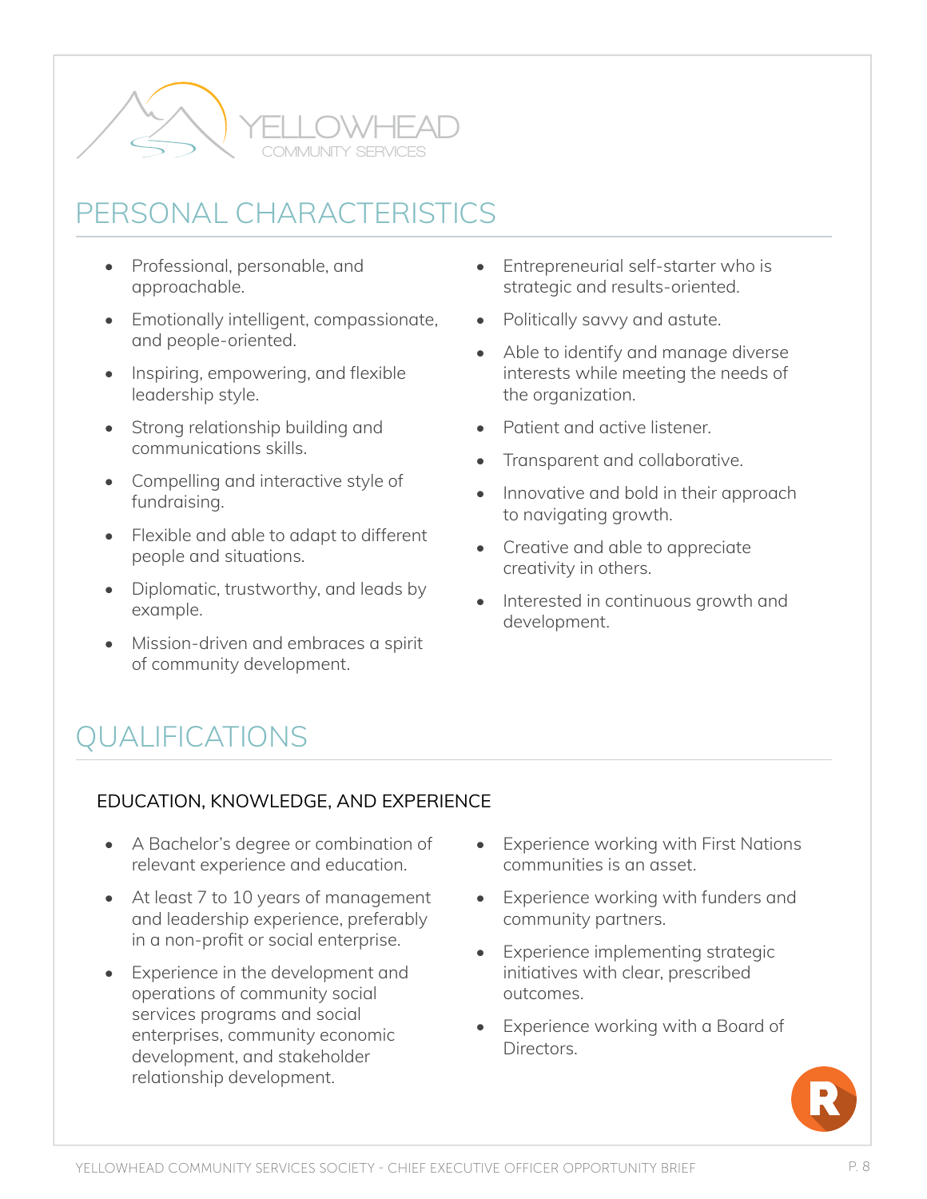# PERSONAL CHARACTERISTICS

- Professional, personable, and approachable.
- Emotionally intelligent, compassionate, and people-oriented.
- Inspiring, empowering, and flexible leadership style.
- Strong relationship building and communications skills.
- Compelling and interactive style of fundraising.
- Flexible and able to adapt to different people and situations.
- Diplomatic, trustworthy, and leads by example.
- Mission-driven and embraces a spirit of community development.
- Entrepreneurial self-starter who is strategic and results-oriented.
- Politically savvy and astute.
- Able to identify and manage diverse interests while meeting the needs of the organization.
- Patient and active listener.
- Transparent and collaborative.
- Innovative and bold in their approach to navigating growth.
- Creative and able to appreciate creativity in others.
- Interested in continuous growth and development.

# QUALIFICATIONS

## EDUCATION, KNOWLEDGE, AND EXPERIENCE

- A Bachelor's degree or combination of relevant experience and education.
- At least 7 to 10 years of management and leadership experience, preferably in a non-profit or social enterprise.
- Experience in the development and operations of community social services programs and social enterprises, community economic development, and stakeholder relationship development.
- Experience working with First Nations communities is an asset.
- Experience working with funders and community partners.
- Experience implementing strategic initiatives with clear, prescribed outcomes.
- Experience working with a Board of Directors.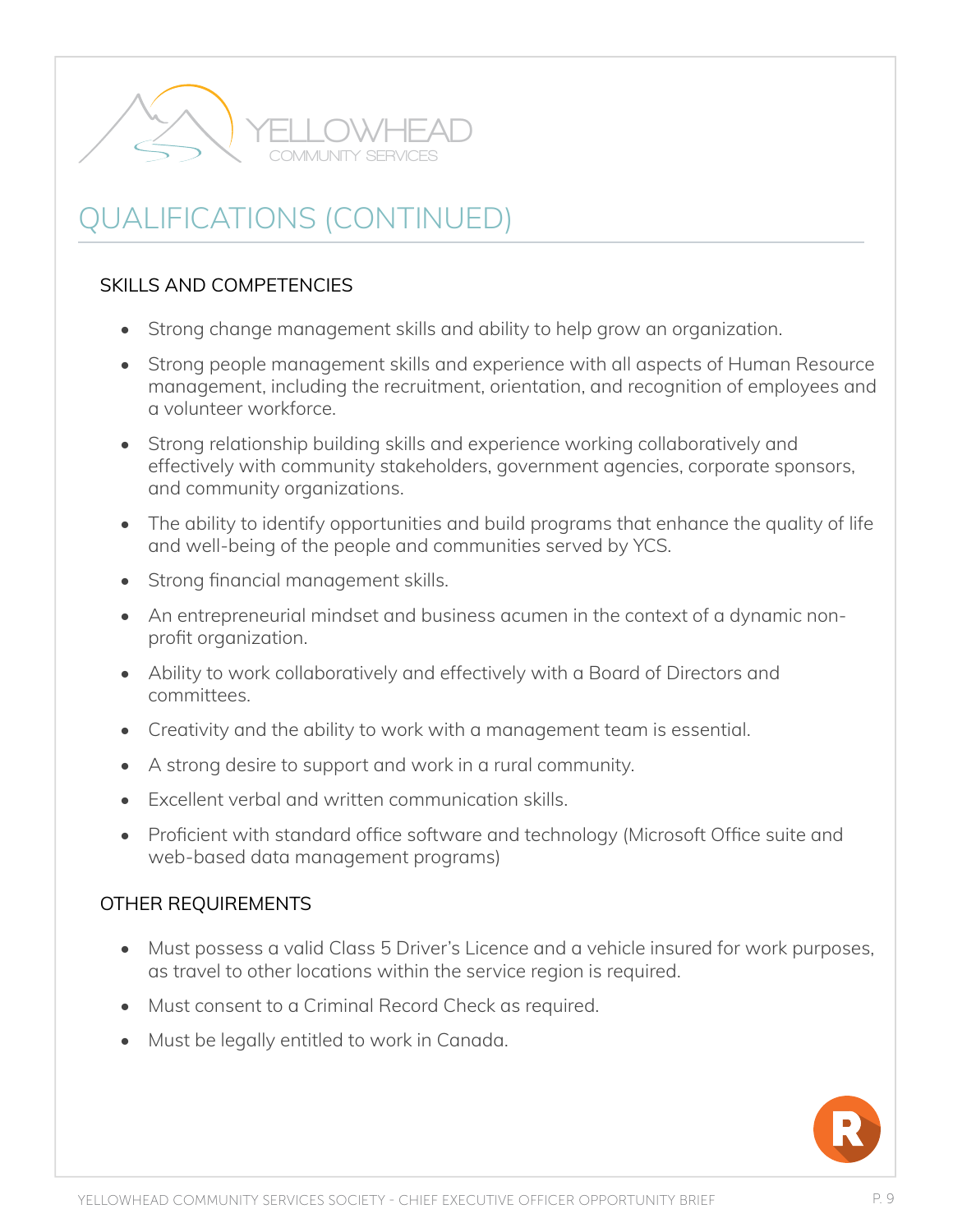# QUALIFICATIONS (CONTINUED)

## SKILLS AND COMPETENCIES

- Strong change management skills and ability to help grow an organization.
- Strong people management skills and experience with all aspects of Human Resource management, including the recruitment, orientation, and recognition of employees and a volunteer workforce.
- Strong relationship building skills and experience working collaboratively and effectively with community stakeholders, government agencies, corporate sponsors, and community organizations.
- The ability to identify opportunities and build programs that enhance the quality of life and well-being of the people and communities served by YCS.
- Strong financial management skills.
- An entrepreneurial mindset and business acumen in the context of a dynamic non-profit organization.
- Ability to work collaboratively and effectively with a Board of Directors and committees.
- Creativity and the ability to work with a management team is essential.
- A strong desire to support and work in a rural community.
- Excellent verbal and written communication skills.
- Proficient with standard office software and technology (Microsoft Office suite and web-based data management programs)

## OTHER REQUIREMENTS

- Must possess a valid Class 5 Driver's Licence and a vehicle insured for work purposes, as travel to other locations within the service region is required.
- Must consent to a Criminal Record Check as required.
- Must be legally entitled to work in Canada.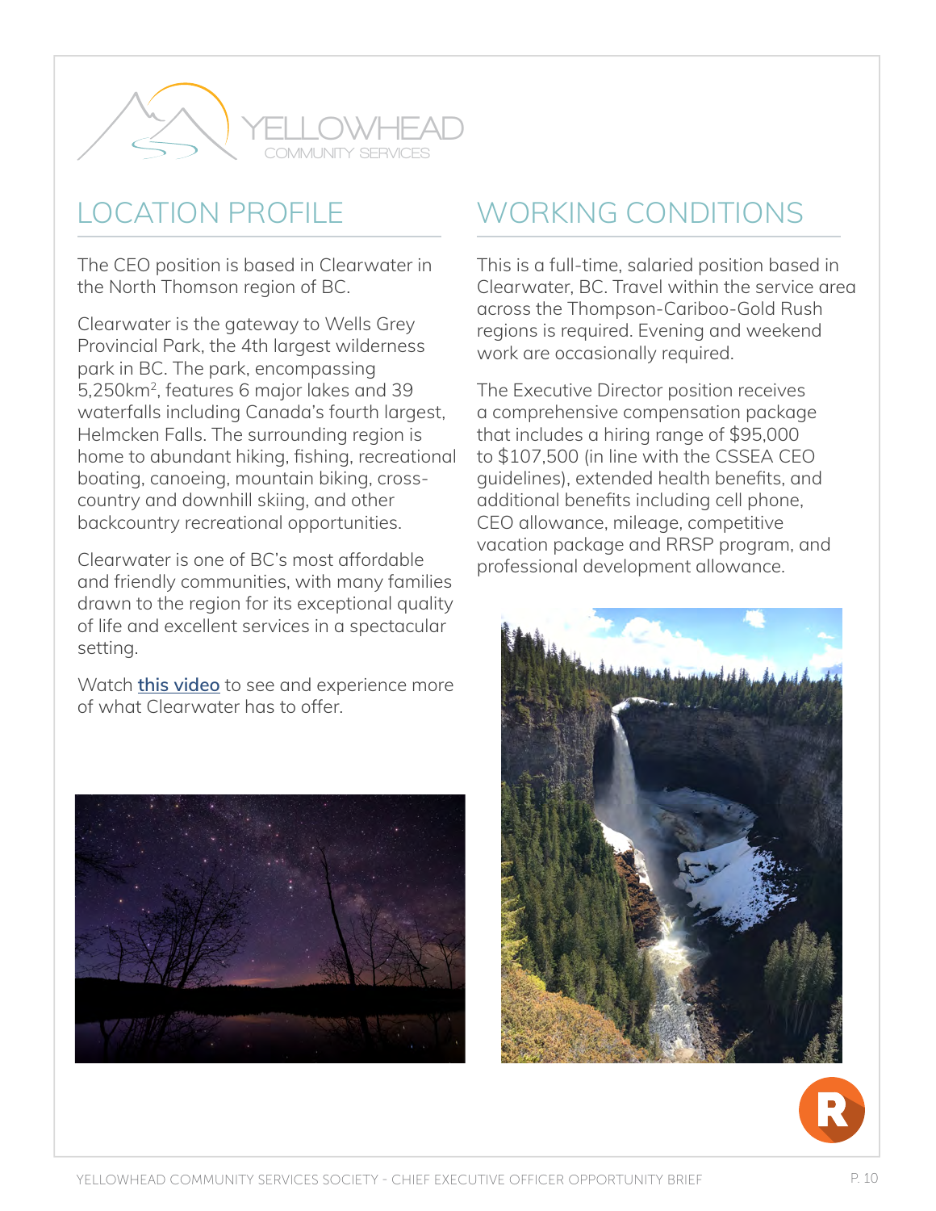## LOCATION PROFILE

The CEO position is based in Clearwater in the North Thomson region of BC.

Clearwater is the gateway to Wells Grey Provincial Park, the 4th largest wilderness park in BC. The park, encompassing 5,250km$^2$, features 6 major lakes and 39 waterfalls including Canada's fourth largest, Helmcken Falls. The surrounding region is home to abundant hiking, fishing, recreational boating, canoeing, mountain biking, cross-country and downhill skiing, and other backcountry recreational opportunities.

Clearwater is one of BC's most affordable and friendly communities, with many families drawn to the region for its exceptional quality of life and excellent services in a spectacular setting.

Watch **this video** to see and experience more of what Clearwater has to offer.

## WORKING CONDITIONS

This is a full-time, salaried position based in Clearwater, BC. Travel within the service area across the Thompson-Cariboo-Gold Rush regions is required. Evening and weekend work are occasionally required.

The Executive Director position receives a comprehensive compensation package that includes a hiring range of $95,000 to $107,500 (in line with the CSSEA CEO guidelines), extended health benefits, and additional benefits including cell phone, CEO allowance, mileage, competitive vacation package and RRSP program, and professional development allowance.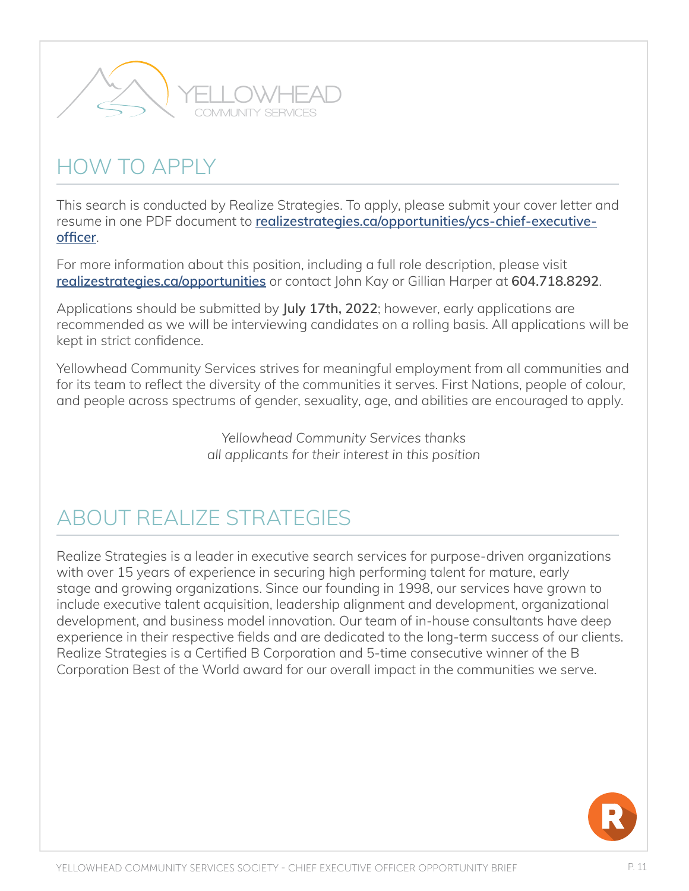YELLOWHEAD
COMMUNITY SERVICES

## HOW TO APPLY

This search is conducted by Realize Strategies. To apply, please submit your cover letter and resume in one PDF document to **realizestrategies.ca/opportunities/ycs-chief-executive-officer**.

For more information about this position, including a full role description, please visit **realizestrategies.ca/opportunities** or contact John Kay or Gillian Harper at **604.718.8292**.

Applications should be submitted by **July 17th, 2022**; however, early applications are recommended as we will be interviewing candidates on a rolling basis. All applications will be kept in strict confidence.

Yellowhead Community Services strives for meaningful employment from all communities and for its team to reflect the diversity of the communities it serves. First Nations, people of colour, and people across spectrums of gender, sexuality, age, and abilities are encouraged to apply.

*Yellowhead Community Services thanks all applicants for their interest in this position*

## ABOUT REALIZE STRATEGIES

Realize Strategies is a leader in executive search services for purpose-driven organizations with over 15 years of experience in securing high performing talent for mature, early stage and growing organizations. Since our founding in 1998, our services have grown to include executive talent acquisition, leadership alignment and development, organizational development, and business model innovation. Our team of in-house consultants have deep experience in their respective fields and are dedicated to the long-term success of our clients. Realize Strategies is a Certified B Corporation and 5-time consecutive winner of the B Corporation Best of the World award for our overall impact in the communities we serve.